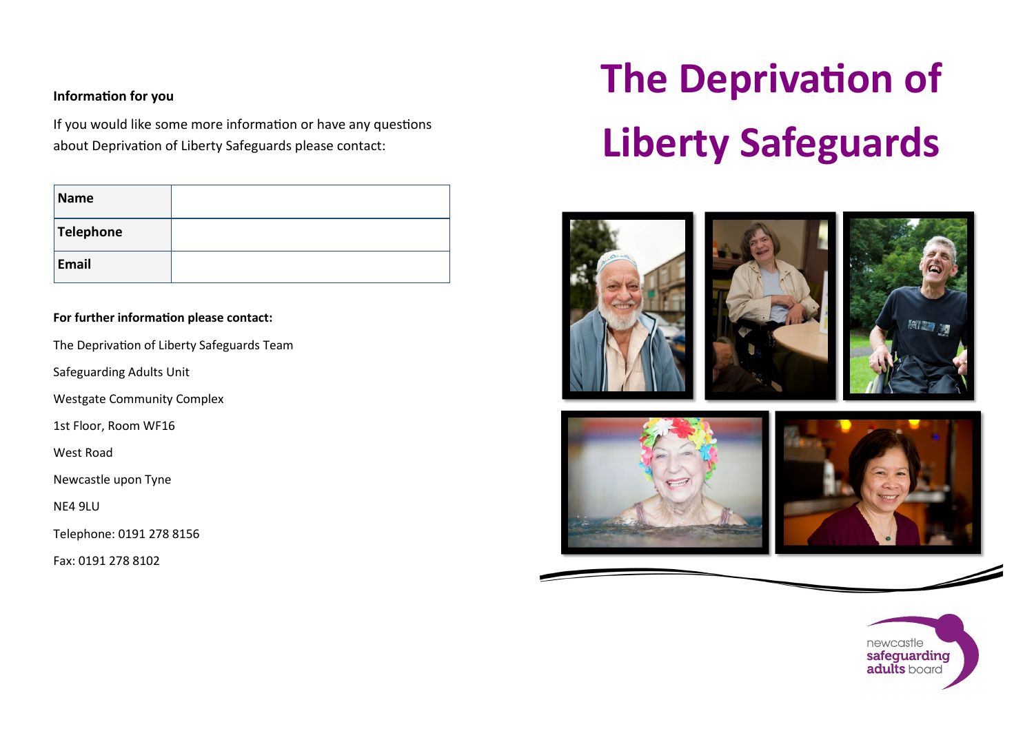# The Deprivation of Liberty Safeguards

**Information for you**

If you would like some more information or have any questions about Deprivation of Liberty Safeguards please contact:

| **Name** | |
|---|---|
| **Telephone** | |
| **Email** | |

**For further information please contact:**

The Deprivation of Liberty Safeguards Team

Safeguarding Adults Unit

Westgate Community Complex

1st Floor, Room WF16

West Road

Newcastle upon Tyne

NE4 9LU

Telephone: 0191 278 8156

Fax: 0191 278 8102

newcastle **safeguarding adults** board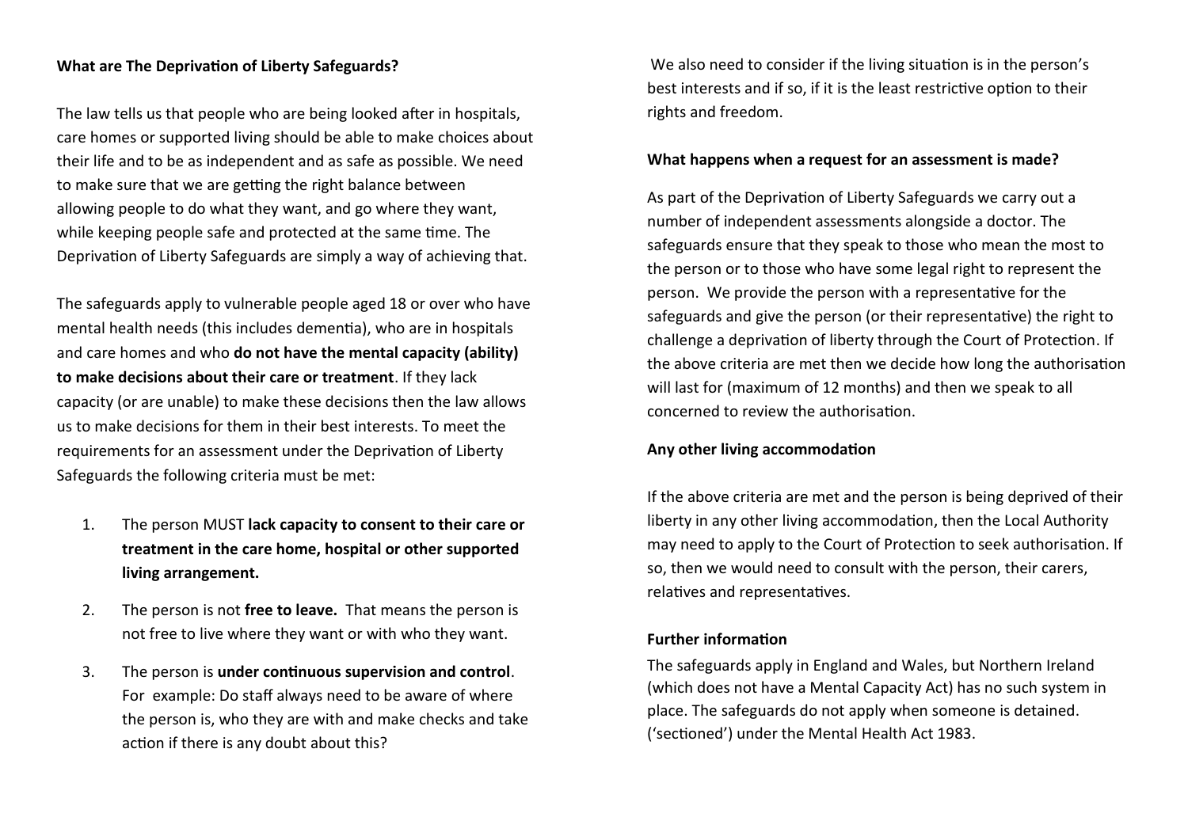**What are The Deprivation of Liberty Safeguards?**

The law tells us that people who are being looked after in hospitals, care homes or supported living should be able to make choices about their life and to be as independent and as safe as possible. We need to make sure that we are getting the right balance between allowing people to do what they want, and go where they want, while keeping people safe and protected at the same time. The Deprivation of Liberty Safeguards are simply a way of achieving that.

The safeguards apply to vulnerable people aged 18 or over who have mental health needs (this includes dementia), who are in hospitals and care homes and who **do not have the mental capacity (ability) to make decisions about their care or treatment**. If they lack capacity (or are unable) to make these decisions then the law allows us to make decisions for them in their best interests. To meet the requirements for an assessment under the Deprivation of Liberty Safeguards the following criteria must be met:

1. The person MUST **lack capacity to consent to their care or treatment in the care home, hospital or other supported living arrangement.**
2. The person is not **free to leave.** That means the person is not free to live where they want or with who they want.
3. The person is **under continuous supervision and control**. For example: Do staff always need to be aware of where the person is, who they are with and make checks and take action if there is any doubt about this?

We also need to consider if the living situation is in the person's best interests and if so, if it is the least restrictive option to their rights and freedom.

**What happens when a request for an assessment is made?**

As part of the Deprivation of Liberty Safeguards we carry out a number of independent assessments alongside a doctor. The safeguards ensure that they speak to those who mean the most to the person or to those who have some legal right to represent the person. We provide the person with a representative for the safeguards and give the person (or their representative) the right to challenge a deprivation of liberty through the Court of Protection. If the above criteria are met then we decide how long the authorisation will last for (maximum of 12 months) and then we speak to all concerned to review the authorisation.

**Any other living accommodation**

If the above criteria are met and the person is being deprived of their liberty in any other living accommodation, then the Local Authority may need to apply to the Court of Protection to seek authorisation. If so, then we would need to consult with the person, their carers, relatives and representatives.

**Further information**

The safeguards apply in England and Wales, but Northern Ireland (which does not have a Mental Capacity Act) has no such system in place. The safeguards do not apply when someone is detained. ('sectioned') under the Mental Health Act 1983.